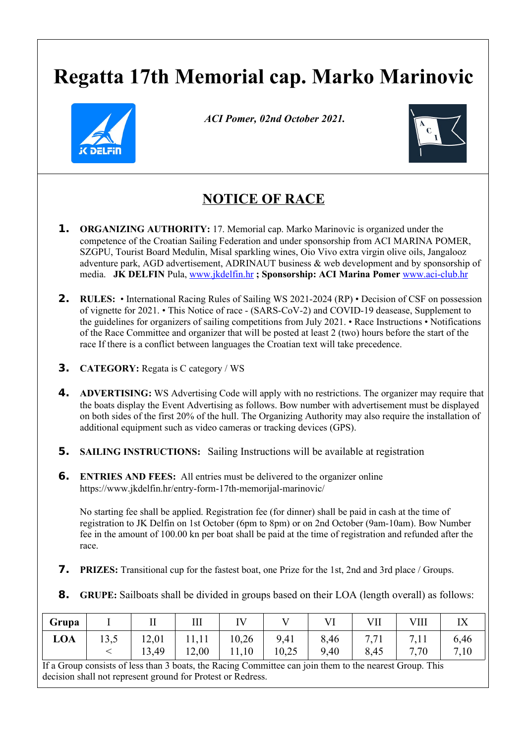# Regatta 17th Memorial cap. Marko Marinovic

*ACI Pomer, 02nd October 2021.*

## NOTICE OF RACE

1. **ORGANIZING AUTHORITY:** 17. Memorial cap. Marko Marinovic is organized under the competence of the Croatian Sailing Federation and under sponsorship from ACI MARINA POMER, SZGPU, Tourist Board Medulin, Misal sparkling wines, Oio Vivo extra virgin olive oils, Jangalooz adventure park, AGD advertisement, ADRINAUT business & web development and by sponsorship of media. **JK DELFIN** Pula, www.jkdelfin.hr **; Sponsorship: ACI Marina Pomer** www.aci-club.hr

2. **RULES:** • International Racing Rules of Sailing WS 2021-2024 (RP) • Decision of CSF on possession of vignette for 2021. • This Notice of race - (SARS-CoV-2) and COVID-19 deasease, Supplement to the guidelines for organizers of sailing competitions from July 2021. • Race Instructions • Notifications of the Race Committee and organizer that will be posted at least 2 (two) hours before the start of the race If there is a conflict between languages the Croatian text will take precedence.

3. **CATEGORY:** Regata is C category / WS

4. **ADVERTISING:** WS Advertising Code will apply with no restrictions. The organizer may require that the boats display the Event Advertising as follows. Bow number with advertisement must be displayed on both sides of the first 20% of the hull. The Organizing Authority may also require the installation of additional equipment such as video cameras or tracking devices (GPS).

5. **SAILING INSTRUCTIONS:** Sailing Instructions will be available at registration

6. **ENTRIES AND FEES:** All entries must be delivered to the organizer online https://www.jkdelfin.hr/entry-form-17th-memorijal-marinovic/

   No starting fee shall be applied. Registration fee (for dinner) shall be paid in cash at the time of registration to JK Delfin on 1st October (6pm to 8pm) or on 2nd October (9am-10am). Bow Number fee in the amount of 100.00 kn per boat shall be paid at the time of registration and refunded after the race.

7. **PRIZES:** Transitional cup for the fastest boat, one Prize for the 1st, 2nd and 3rd place / Groups.

8. **GRUPE:** Sailboats shall be divided in groups based on their LOA (length overall) as follows:

| **Grupa** | I | II | III | IV | V | VI | VII | VIII | IX |
|---|---|---|---|---|---|---|---|---|---|
| **LOA** | 13,5 < | 12,01 13,49 | 11,11 12,00 | 10,26 11,10 | 9,41 10,25 | 8,46 9,40 | 7,71 8,45 | 7,11 7,70 | 6,46 7,10 |

If a Group consists of less than 3 boats, the Racing Committee can join them to the nearest Group. This decision shall not represent ground for Protest or Redress.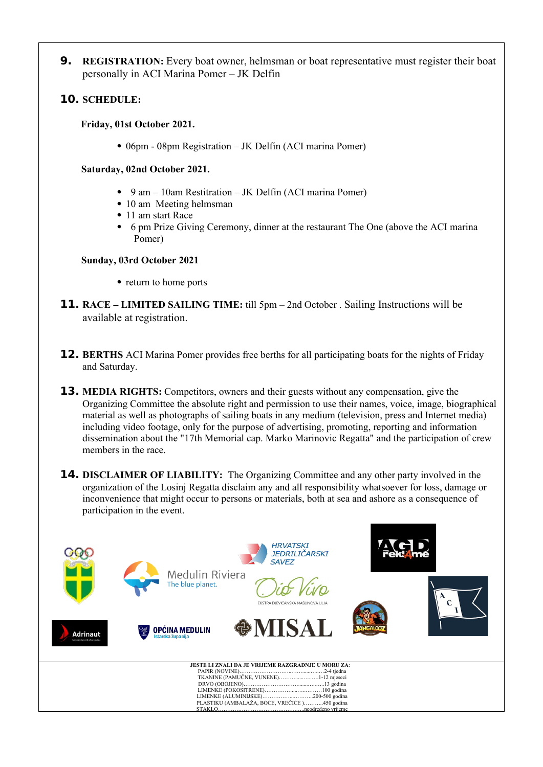**9. REGISTRATION:** Every boat owner, helmsman or boat representative must register their boat personally in ACI Marina Pomer – JK Delfin

**10. SCHEDULE:**

**Friday, 01st October 2021.**

- 06pm - 08pm Registration – JK Delfin (ACI marina Pomer)

**Saturday, 02nd October 2021.**

- 9 am – 10am Restitration – JK Delfin (ACI marina Pomer)
- 10 am Meeting helmsman
- 11 am start Race
- 6 pm Prize Giving Ceremony, dinner at the restaurant The One (above the ACI marina Pomer)

**Sunday, 03rd October 2021**

- return to home ports

**11. RACE – LIMITED SAILING TIME:** till 5pm – 2nd October . Sailing Instructions will be available at registration.

**12. BERTHS** ACI Marina Pomer provides free berths for all participating boats for the nights of Friday and Saturday.

**13. MEDIA RIGHTS:** Competitors, owners and their guests without any compensation, give the Organizing Committee the absolute right and permission to use their names, voice, image, biographical material as well as photographs of sailing boats in any medium (television, press and Internet media) including video footage, only for the purpose of advertising, promoting, reporting and information dissemination about the "17th Memorial cap. Marko Marinovic Regatta" and the participation of crew members in the race.

**14. DISCLAIMER OF LIABILITY:** The Organizing Committee and any other party involved in the organization of the Losinj Regatta disclaim any and all responsibility whatsoever for loss, damage or inconvenience that might occur to persons or materials, both at sea and ashore as a consequence of participation in the event.

Medulin Riviera
The blue planet.

HRVATSKI JEDRILIČARSKI SAVEZ

Oio Vivo
EKSTRA DJEVIČANSKA MASLINOVA ULJA

AGD Reklame

Adrinaut

OPĆINA MEDULIN
Istarska županija

MISAL

JANGALOOZ

A C I

**JESTE LI ZNALI DA JE VRIJEME RAZGRADNJE U MORU ZA:**

PAPIR (NOVINE)………………………………………2-4 tjedna
TKANINE (PAMUČNE, VUNENE)……………………1-12 mjeseci
DRVO (OBOJENO)……………………………………13 godina
LIMENKE (POKOSITRENE)…………………………100 godina
LIMENKE (ALUMINIJSKE)…………………………200-500 godina
PLASTIKU (AMBALAŽA, BOCE, VREĆICE )……….450 godina
STAKLO………………………………………………neodređeno vrijeme